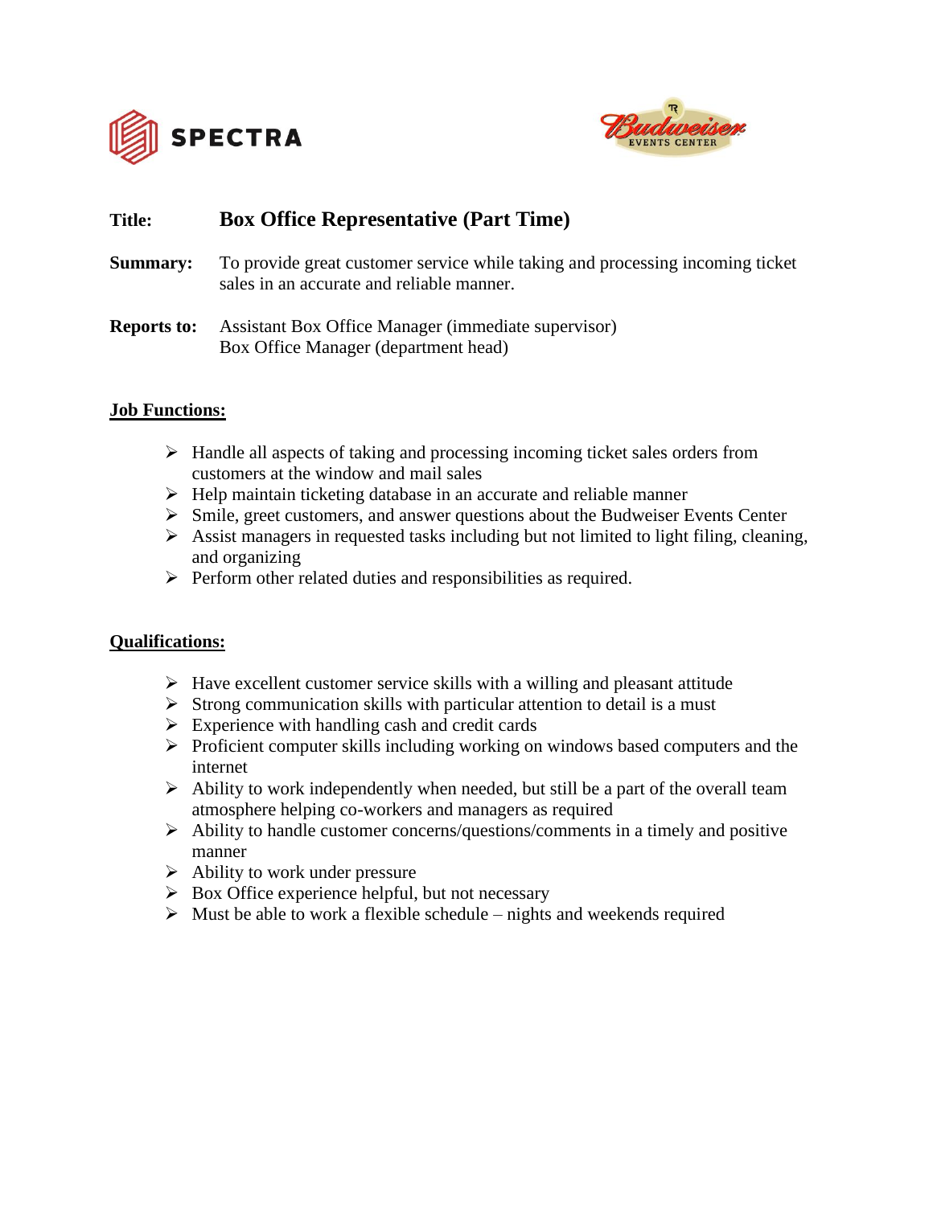SPECTRA

**Title:** **Box Office Representative (Part Time)**

**Summary:** To provide great customer service while taking and processing incoming ticket sales in an accurate and reliable manner.

**Reports to:** Assistant Box Office Manager (immediate supervisor)
Box Office Manager (department head)

**Job Functions:**

- Handle all aspects of taking and processing incoming ticket sales orders from customers at the window and mail sales
- Help maintain ticketing database in an accurate and reliable manner
- Smile, greet customers, and answer questions about the Budweiser Events Center
- Assist managers in requested tasks including but not limited to light filing, cleaning, and organizing
- Perform other related duties and responsibilities as required.

**Qualifications:**

- Have excellent customer service skills with a willing and pleasant attitude
- Strong communication skills with particular attention to detail is a must
- Experience with handling cash and credit cards
- Proficient computer skills including working on windows based computers and the internet
- Ability to work independently when needed, but still be a part of the overall team atmosphere helping co-workers and managers as required
- Ability to handle customer concerns/questions/comments in a timely and positive manner
- Ability to work under pressure
- Box Office experience helpful, but not necessary
- Must be able to work a flexible schedule – nights and weekends required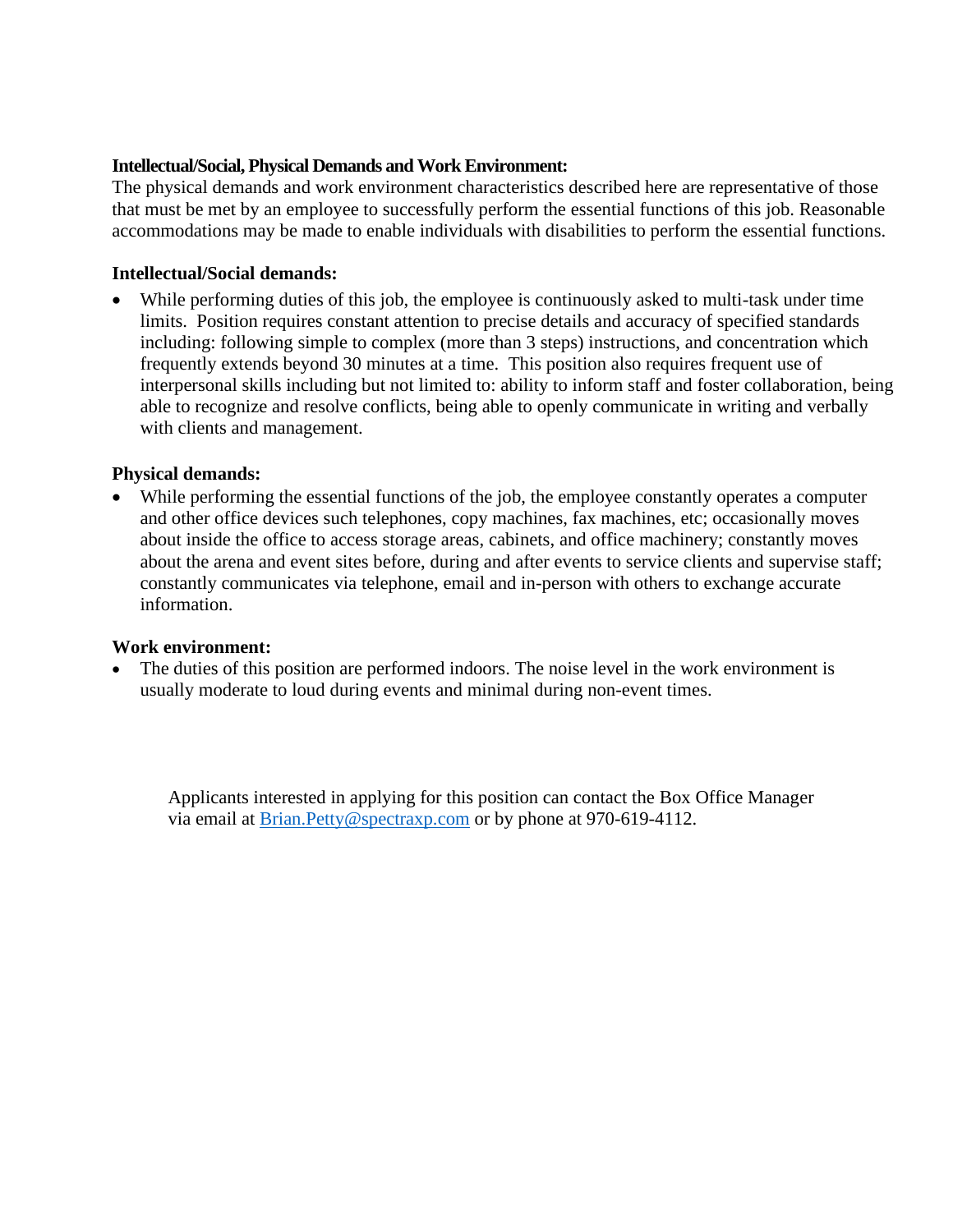**Intellectual/Social, Physical Demands and Work Environment:**

The physical demands and work environment characteristics described here are representative of those that must be met by an employee to successfully perform the essential functions of this job. Reasonable accommodations may be made to enable individuals with disabilities to perform the essential functions.

**Intellectual/Social demands:**

- While performing duties of this job, the employee is continuously asked to multi-task under time limits. Position requires constant attention to precise details and accuracy of specified standards including: following simple to complex (more than 3 steps) instructions, and concentration which frequently extends beyond 30 minutes at a time. This position also requires frequent use of interpersonal skills including but not limited to: ability to inform staff and foster collaboration, being able to recognize and resolve conflicts, being able to openly communicate in writing and verbally with clients and management.

**Physical demands:**

- While performing the essential functions of the job, the employee constantly operates a computer and other office devices such telephones, copy machines, fax machines, etc; occasionally moves about inside the office to access storage areas, cabinets, and office machinery; constantly moves about the arena and event sites before, during and after events to service clients and supervise staff; constantly communicates via telephone, email and in-person with others to exchange accurate information.

**Work environment:**

- The duties of this position are performed indoors. The noise level in the work environment is usually moderate to loud during events and minimal during non-event times.

Applicants interested in applying for this position can contact the Box Office Manager via email at [Brian.Petty@spectraxp.com](mailto:Brian.Petty@spectraxp.com) or by phone at 970-619-4112.